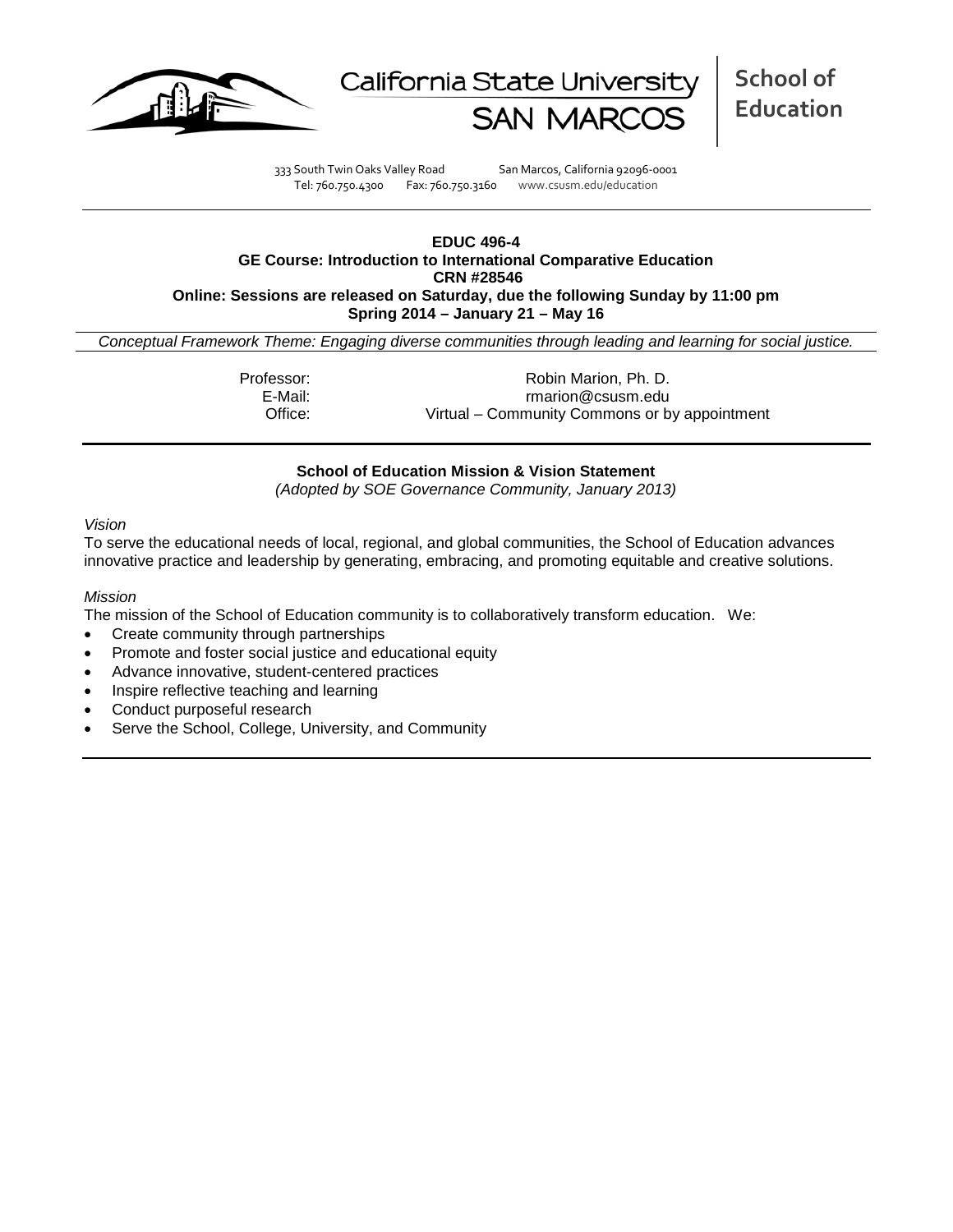California State University SAN MARCOS

**School of Education**

333 South Twin Oaks Valley Road San Marcos, California 92096-0001
Tel: 760.750.4300 Fax: 760.750.3160 www.csusm.edu/education

---

**EDUC 496-4**
**GE Course: Introduction to International Comparative Education**
**CRN #28546**
**Online: Sessions are released on Saturday, due the following Sunday by 11:00 pm**
**Spring 2014 – January 21 – May 16**

*Conceptual Framework Theme: Engaging diverse communities through leading and learning for social justice.*

| | |
|---|---|
| Professor: | Robin Marion, Ph. D. |
| E-Mail: | rmarion@csusm.edu |
| Office: | Virtual – Community Commons or by appointment |

---

**School of Education Mission & Vision Statement**
*(Adopted by SOE Governance Community, January 2013)*

*Vision*

To serve the educational needs of local, regional, and global communities, the School of Education advances innovative practice and leadership by generating, embracing, and promoting equitable and creative solutions.

*Mission*

The mission of the School of Education community is to collaboratively transform education. We:

- Create community through partnerships
- Promote and foster social justice and educational equity
- Advance innovative, student-centered practices
- Inspire reflective teaching and learning
- Conduct purposeful research
- Serve the School, College, University, and Community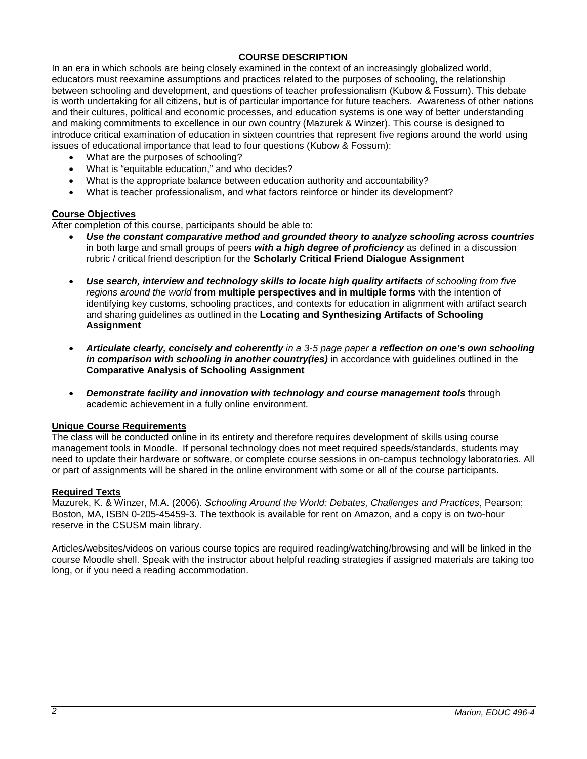## COURSE DESCRIPTION

In an era in which schools are being closely examined in the context of an increasingly globalized world, educators must reexamine assumptions and practices related to the purposes of schooling, the relationship between schooling and development, and questions of teacher professionalism (Kubow & Fossum). This debate is worth undertaking for all citizens, but is of particular importance for future teachers. Awareness of other nations and their cultures, political and economic processes, and education systems is one way of better understanding and making commitments to excellence in our own country (Mazurek & Winzer). This course is designed to introduce critical examination of education in sixteen countries that represent five regions around the world using issues of educational importance that lead to four questions (Kubow & Fossum):

- What are the purposes of schooling?
- What is "equitable education," and who decides?
- What is the appropriate balance between education authority and accountability?
- What is teacher professionalism, and what factors reinforce or hinder its development?

### Course Objectives

After completion of this course, participants should be able to:

- ***Use the constant comparative method and grounded theory to analyze schooling across countries*** in both large and small groups of peers ***with a high degree of proficiency*** as defined in a discussion rubric / critical friend description for the **Scholarly Critical Friend Dialogue Assignment**

- ***Use search, interview and technology skills to locate high quality artifacts*** *of schooling from five regions around the world* **from multiple perspectives and in multiple forms** with the intention of identifying key customs, schooling practices, and contexts for education in alignment with artifact search and sharing guidelines as outlined in the **Locating and Synthesizing Artifacts of Schooling Assignment**

- ***Articulate clearly, concisely and coherently*** *in a 3-5 page paper* ***a reflection on one's own schooling in comparison with schooling in another country(ies)*** in accordance with guidelines outlined in the **Comparative Analysis of Schooling Assignment**

- ***Demonstrate facility and innovation with technology and course management tools*** through academic achievement in a fully online environment.

### Unique Course Requirements

The class will be conducted online in its entirety and therefore requires development of skills using course management tools in Moodle. If personal technology does not meet required speeds/standards, students may need to update their hardware or software, or complete course sessions in on-campus technology laboratories. All or part of assignments will be shared in the online environment with some or all of the course participants.

### Required Texts

Mazurek, K. & Winzer, M.A. (2006). *Schooling Around the World: Debates, Challenges and Practices*, Pearson; Boston, MA, ISBN 0-205-45459-3. The textbook is available for rent on Amazon, and a copy is on two-hour reserve in the CSUSM main library.

Articles/websites/videos on various course topics are required reading/watching/browsing and will be linked in the course Moodle shell. Speak with the instructor about helpful reading strategies if assigned materials are taking too long, or if you need a reading accommodation.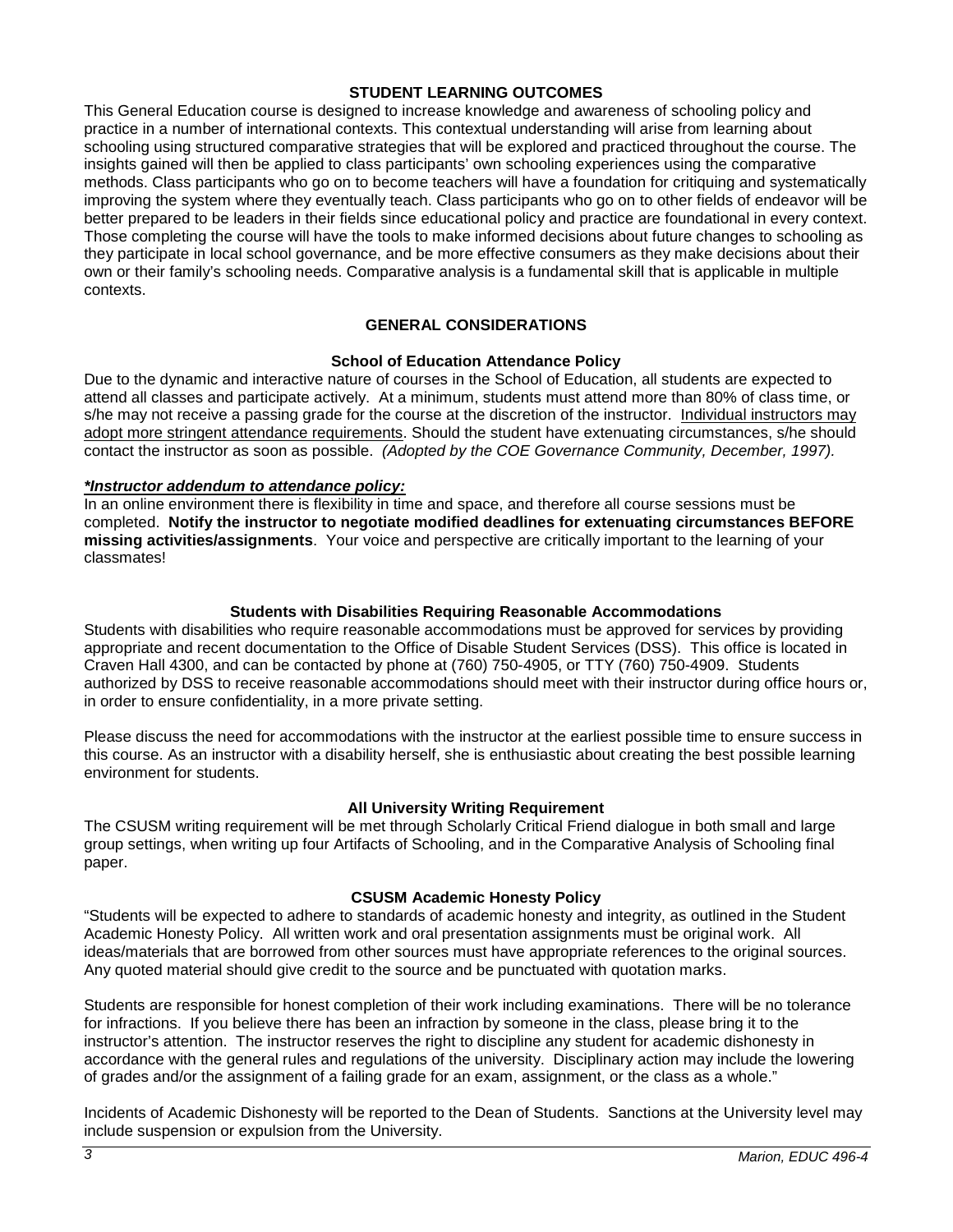## STUDENT LEARNING OUTCOMES

This General Education course is designed to increase knowledge and awareness of schooling policy and practice in a number of international contexts. This contextual understanding will arise from learning about schooling using structured comparative strategies that will be explored and practiced throughout the course. The insights gained will then be applied to class participants' own schooling experiences using the comparative methods. Class participants who go on to become teachers will have a foundation for critiquing and systematically improving the system where they eventually teach. Class participants who go on to other fields of endeavor will be better prepared to be leaders in their fields since educational policy and practice are foundational in every context. Those completing the course will have the tools to make informed decisions about future changes to schooling as they participate in local school governance, and be more effective consumers as they make decisions about their own or their family's schooling needs. Comparative analysis is a fundamental skill that is applicable in multiple contexts.

## GENERAL CONSIDERATIONS

### School of Education Attendance Policy

Due to the dynamic and interactive nature of courses in the School of Education, all students are expected to attend all classes and participate actively. At a minimum, students must attend more than 80% of class time, or s/he may not receive a passing grade for the course at the discretion of the instructor. Individual instructors may adopt more stringent attendance requirements. Should the student have extenuating circumstances, s/he should contact the instructor as soon as possible. *(Adopted by the COE Governance Community, December, 1997).*

***Instructor addendum to attendance policy:***

In an online environment there is flexibility in time and space, and therefore all course sessions must be completed. **Notify the instructor to negotiate modified deadlines for extenuating circumstances BEFORE missing activities/assignments**. Your voice and perspective are critically important to the learning of your classmates!

### Students with Disabilities Requiring Reasonable Accommodations

Students with disabilities who require reasonable accommodations must be approved for services by providing appropriate and recent documentation to the Office of Disable Student Services (DSS). This office is located in Craven Hall 4300, and can be contacted by phone at (760) 750-4905, or TTY (760) 750-4909. Students authorized by DSS to receive reasonable accommodations should meet with their instructor during office hours or, in order to ensure confidentiality, in a more private setting.

Please discuss the need for accommodations with the instructor at the earliest possible time to ensure success in this course. As an instructor with a disability herself, she is enthusiastic about creating the best possible learning environment for students.

### All University Writing Requirement

The CSUSM writing requirement will be met through Scholarly Critical Friend dialogue in both small and large group settings, when writing up four Artifacts of Schooling, and in the Comparative Analysis of Schooling final paper.

### CSUSM Academic Honesty Policy

"Students will be expected to adhere to standards of academic honesty and integrity, as outlined in the Student Academic Honesty Policy. All written work and oral presentation assignments must be original work. All ideas/materials that are borrowed from other sources must have appropriate references to the original sources. Any quoted material should give credit to the source and be punctuated with quotation marks.

Students are responsible for honest completion of their work including examinations. There will be no tolerance for infractions. If you believe there has been an infraction by someone in the class, please bring it to the instructor's attention. The instructor reserves the right to discipline any student for academic dishonesty in accordance with the general rules and regulations of the university. Disciplinary action may include the lowering of grades and/or the assignment of a failing grade for an exam, assignment, or the class as a whole."

Incidents of Academic Dishonesty will be reported to the Dean of Students. Sanctions at the University level may include suspension or expulsion from the University.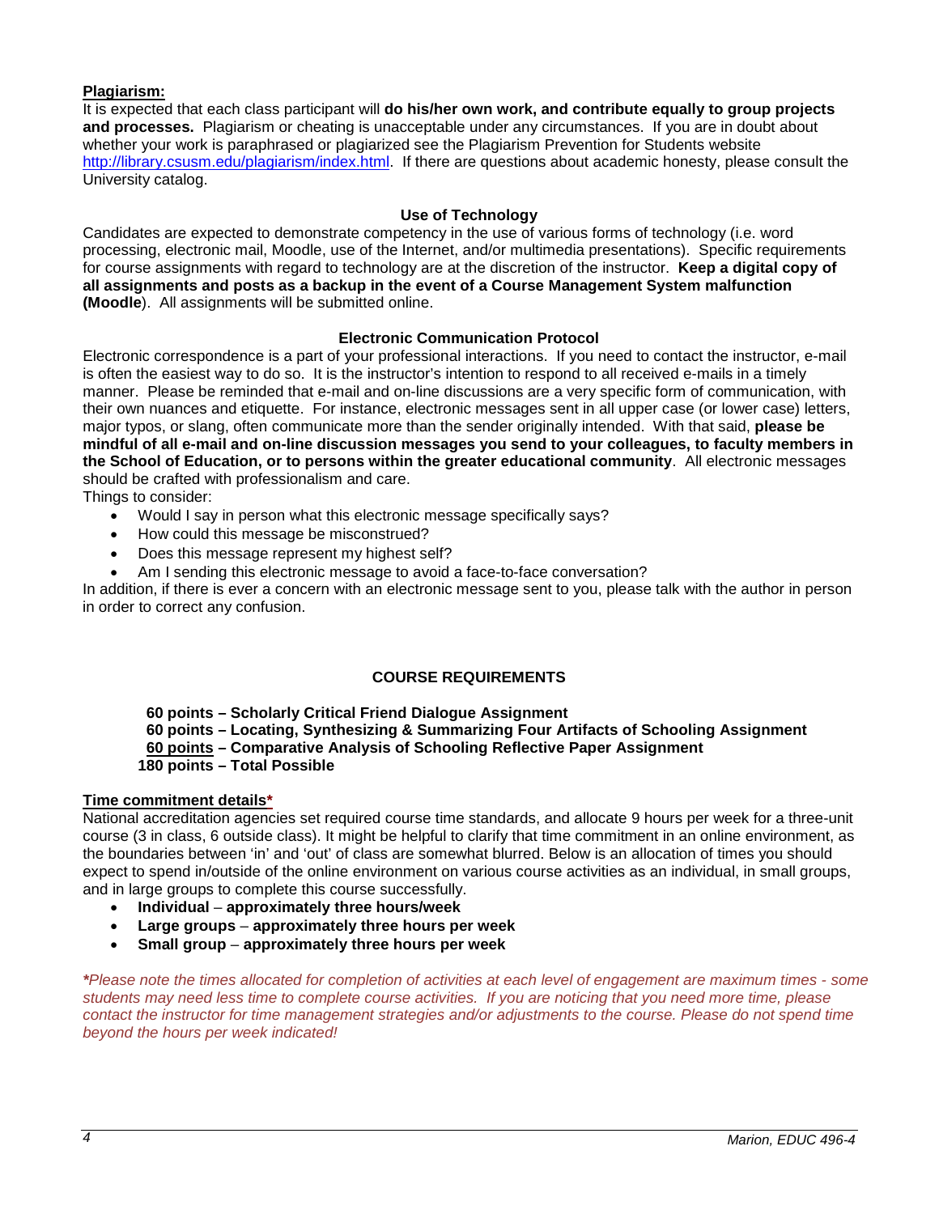**Plagiarism:**

It is expected that each class participant will **do his/her own work, and contribute equally to group projects and processes.** Plagiarism or cheating is unacceptable under any circumstances. If you are in doubt about whether your work is paraphrased or plagiarized see the Plagiarism Prevention for Students website http://library.csusm.edu/plagiarism/index.html. If there are questions about academic honesty, please consult the University catalog.

### Use of Technology

Candidates are expected to demonstrate competency in the use of various forms of technology (i.e. word processing, electronic mail, Moodle, use of the Internet, and/or multimedia presentations). Specific requirements for course assignments with regard to technology are at the discretion of the instructor. **Keep a digital copy of all assignments and posts as a backup in the event of a Course Management System malfunction (Moodle**). All assignments will be submitted online.

### Electronic Communication Protocol

Electronic correspondence is a part of your professional interactions. If you need to contact the instructor, e-mail is often the easiest way to do so. It is the instructor's intention to respond to all received e-mails in a timely manner. Please be reminded that e-mail and on-line discussions are a very specific form of communication, with their own nuances and etiquette. For instance, electronic messages sent in all upper case (or lower case) letters, major typos, or slang, often communicate more than the sender originally intended. With that said, **please be mindful of all e-mail and on-line discussion messages you send to your colleagues, to faculty members in the School of Education, or to persons within the greater educational community**. All electronic messages should be crafted with professionalism and care.

Things to consider:

- Would I say in person what this electronic message specifically says?
- How could this message be misconstrued?
- Does this message represent my highest self?
- Am I sending this electronic message to avoid a face-to-face conversation?

In addition, if there is ever a concern with an electronic message sent to you, please talk with the author in person in order to correct any confusion.

## COURSE REQUIREMENTS

**60 points – Scholarly Critical Friend Dialogue Assignment**
**60 points – Locating, Synthesizing & Summarizing Four Artifacts of Schooling Assignment**
**<u>60 points</u> – Comparative Analysis of Schooling Reflective Paper Assignment**
**180 points – Total Possible**

**Time commitment details***

National accreditation agencies set required course time standards, and allocate 9 hours per week for a three-unit course (3 in class, 6 outside class). It might be helpful to clarify that time commitment in an online environment, as the boundaries between 'in' and 'out' of class are somewhat blurred. Below is an allocation of times you should expect to spend in/outside of the online environment on various course activities as an individual, in small groups, and in large groups to complete this course successfully.

- **Individual** – **approximately three hours/week**
- **Large groups** – **approximately three hours per week**
- **Small group** – **approximately three hours per week**

***Please note the times allocated for completion of activities at each level of engagement are maximum times - some students may need less time to complete course activities. If you are noticing that you need more time, please contact the instructor for time management strategies and/or adjustments to the course. Please do not spend time beyond the hours per week indicated!***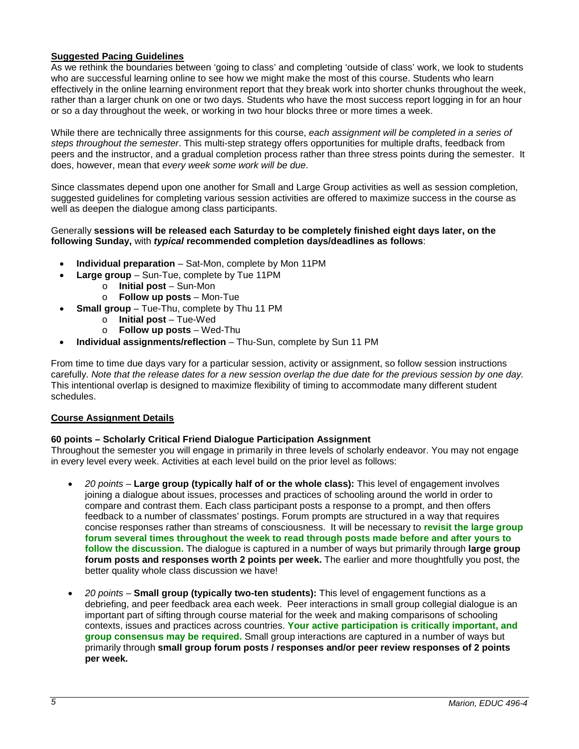**Suggested Pacing Guidelines**

As we rethink the boundaries between 'going to class' and completing 'outside of class' work, we look to students who are successful learning online to see how we might make the most of this course. Students who learn effectively in the online learning environment report that they break work into shorter chunks throughout the week, rather than a larger chunk on one or two days. Students who have the most success report logging in for an hour or so a day throughout the week, or working in two hour blocks three or more times a week.

While there are technically three assignments for this course, *each assignment will be completed in a series of steps throughout the semester*. This multi-step strategy offers opportunities for multiple drafts, feedback from peers and the instructor, and a gradual completion process rather than three stress points during the semester. It does, however, mean that *every week some work will be due*.

Since classmates depend upon one another for Small and Large Group activities as well as session completion, suggested guidelines for completing various session activities are offered to maximize success in the course as well as deepen the dialogue among class participants.

Generally **sessions will be released each Saturday to be completely finished eight days later, on the following Sunday,** with ***typical*** **recommended completion days/deadlines as follows**:

- **Individual preparation** – Sat-Mon, complete by Mon 11PM
- **Large group** – Sun-Tue, complete by Tue 11PM
  - **Initial post** – Sun-Mon
  - **Follow up posts** – Mon-Tue
- **Small group** – Tue-Thu, complete by Thu 11 PM
  - **Initial post** – Tue-Wed
  - **Follow up posts** – Wed-Thu
- **Individual assignments/reflection** – Thu-Sun, complete by Sun 11 PM

From time to time due days vary for a particular session, activity or assignment, so follow session instructions carefully. *Note that the release dates for a new session overlap the due date for the previous session by one day.* This intentional overlap is designed to maximize flexibility of timing to accommodate many different student schedules.

**Course Assignment Details**

**60 points – Scholarly Critical Friend Dialogue Participation Assignment**

Throughout the semester you will engage in primarily in three levels of scholarly endeavor. You may not engage in every level every week. Activities at each level build on the prior level as follows:

- *20 points* – **Large group (typically half of or the whole class):** This level of engagement involves joining a dialogue about issues, processes and practices of schooling around the world in order to compare and contrast them. Each class participant posts a response to a prompt, and then offers feedback to a number of classmates' postings. Forum prompts are structured in a way that requires concise responses rather than streams of consciousness. It will be necessary to **revisit the large group forum several times throughout the week to read through posts made before and after yours to follow the discussion.** The dialogue is captured in a number of ways but primarily through **large group forum posts and responses worth 2 points per week.** The earlier and more thoughtfully you post, the better quality whole class discussion we have!

- *20 points* – **Small group (typically two-ten students):** This level of engagement functions as a debriefing, and peer feedback area each week. Peer interactions in small group collegial dialogue is an important part of sifting through course material for the week and making comparisons of schooling contexts, issues and practices across countries. **Your active participation is critically important, and group consensus may be required.** Small group interactions are captured in a number of ways but primarily through **small group forum posts / responses and/or peer review responses of 2 points per week.**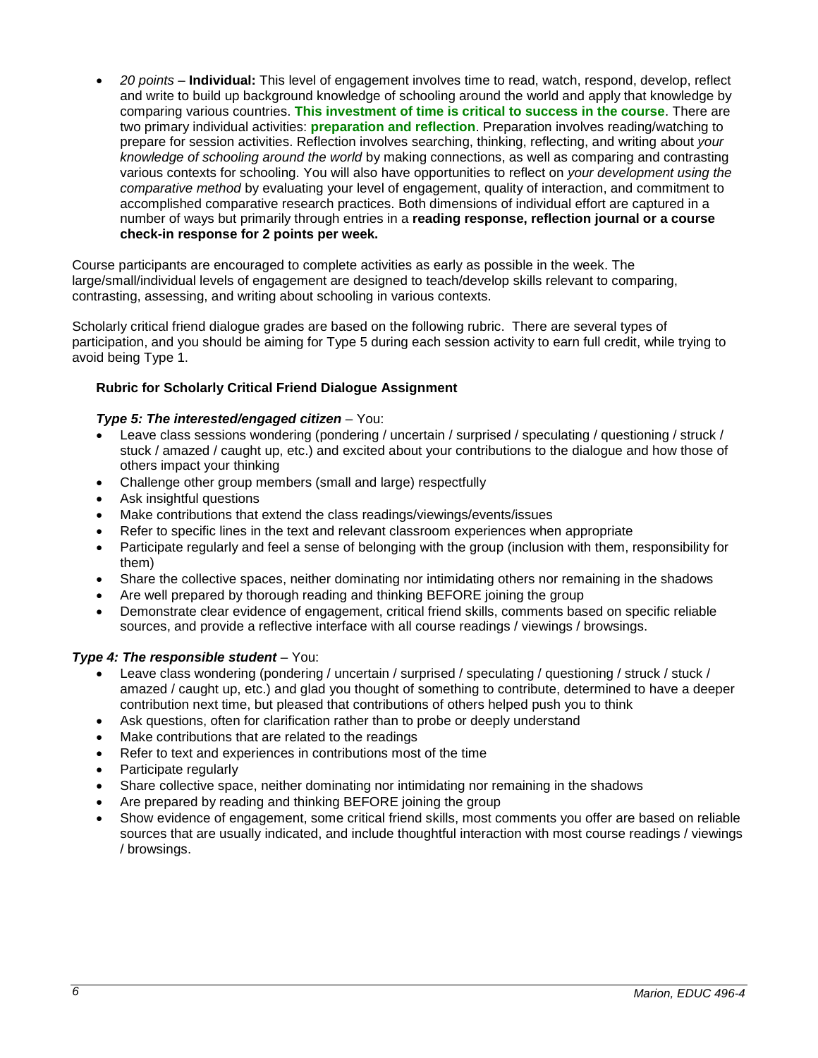- *20 points* – **Individual:** This level of engagement involves time to read, watch, respond, develop, reflect and write to build up background knowledge of schooling around the world and apply that knowledge by comparing various countries. **This investment of time is critical to success in the course**. There are two primary individual activities: **preparation and reflection**. Preparation involves reading/watching to prepare for session activities. Reflection involves searching, thinking, reflecting, and writing about *your knowledge of schooling around the world* by making connections, as well as comparing and contrasting various contexts for schooling. You will also have opportunities to reflect on *your development using the comparative method* by evaluating your level of engagement, quality of interaction, and commitment to accomplished comparative research practices. Both dimensions of individual effort are captured in a number of ways but primarily through entries in a **reading response, reflection journal or a course check-in response for 2 points per week.**

Course participants are encouraged to complete activities as early as possible in the week. The large/small/individual levels of engagement are designed to teach/develop skills relevant to comparing, contrasting, assessing, and writing about schooling in various contexts.

Scholarly critical friend dialogue grades are based on the following rubric. There are several types of participation, and you should be aiming for Type 5 during each session activity to earn full credit, while trying to avoid being Type 1.

### Rubric for Scholarly Critical Friend Dialogue Assignment

***Type 5: The interested/engaged citizen*** – You:

- Leave class sessions wondering (pondering / uncertain / surprised / speculating / questioning / struck / stuck / amazed / caught up, etc.) and excited about your contributions to the dialogue and how those of others impact your thinking
- Challenge other group members (small and large) respectfully
- Ask insightful questions
- Make contributions that extend the class readings/viewings/events/issues
- Refer to specific lines in the text and relevant classroom experiences when appropriate
- Participate regularly and feel a sense of belonging with the group (inclusion with them, responsibility for them)
- Share the collective spaces, neither dominating nor intimidating others nor remaining in the shadows
- Are well prepared by thorough reading and thinking BEFORE joining the group
- Demonstrate clear evidence of engagement, critical friend skills, comments based on specific reliable sources, and provide a reflective interface with all course readings / viewings / browsings.

***Type 4: The responsible student*** – You:

- Leave class wondering (pondering / uncertain / surprised / speculating / questioning / struck / stuck / amazed / caught up, etc.) and glad you thought of something to contribute, determined to have a deeper contribution next time, but pleased that contributions of others helped push you to think
- Ask questions, often for clarification rather than to probe or deeply understand
- Make contributions that are related to the readings
- Refer to text and experiences in contributions most of the time
- Participate regularly
- Share collective space, neither dominating nor intimidating nor remaining in the shadows
- Are prepared by reading and thinking BEFORE joining the group
- Show evidence of engagement, some critical friend skills, most comments you offer are based on reliable sources that are usually indicated, and include thoughtful interaction with most course readings / viewings / browsings.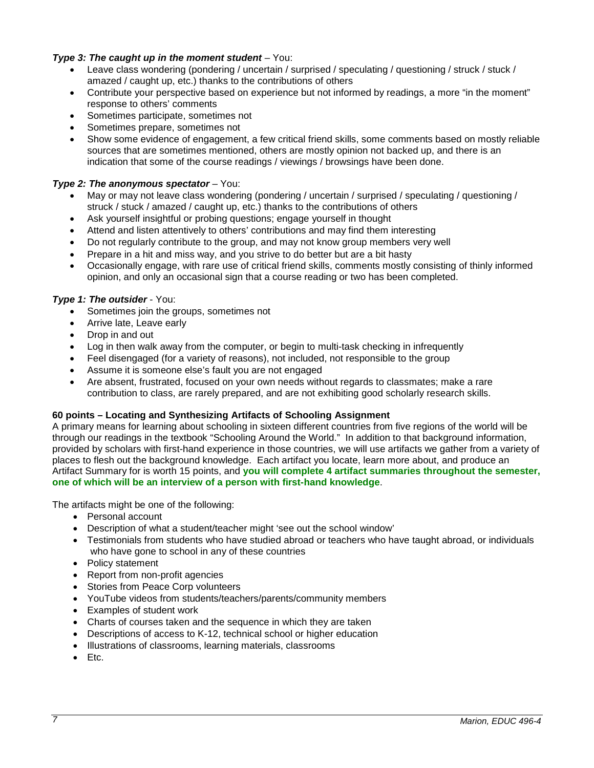***Type 3: The caught up in the moment student*** – You:

- Leave class wondering (pondering / uncertain / surprised / speculating / questioning / struck / stuck / amazed / caught up, etc.) thanks to the contributions of others
- Contribute your perspective based on experience but not informed by readings, a more "in the moment" response to others' comments
- Sometimes participate, sometimes not
- Sometimes prepare, sometimes not
- Show some evidence of engagement, a few critical friend skills, some comments based on mostly reliable sources that are sometimes mentioned, others are mostly opinion not backed up, and there is an indication that some of the course readings / viewings / browsings have been done.

***Type 2: The anonymous spectator*** – You:

- May or may not leave class wondering (pondering / uncertain / surprised / speculating / questioning / struck / stuck / amazed / caught up, etc.) thanks to the contributions of others
- Ask yourself insightful or probing questions; engage yourself in thought
- Attend and listen attentively to others' contributions and may find them interesting
- Do not regularly contribute to the group, and may not know group members very well
- Prepare in a hit and miss way, and you strive to do better but are a bit hasty
- Occasionally engage, with rare use of critical friend skills, comments mostly consisting of thinly informed opinion, and only an occasional sign that a course reading or two has been completed.

***Type 1: The outsider*** - You:

- Sometimes join the groups, sometimes not
- Arrive late, Leave early
- Drop in and out
- Log in then walk away from the computer, or begin to multi-task checking in infrequently
- Feel disengaged (for a variety of reasons), not included, not responsible to the group
- Assume it is someone else's fault you are not engaged
- Are absent, frustrated, focused on your own needs without regards to classmates; make a rare contribution to class, are rarely prepared, and are not exhibiting good scholarly research skills.

**60 points – Locating and Synthesizing Artifacts of Schooling Assignment**

A primary means for learning about schooling in sixteen different countries from five regions of the world will be through our readings in the textbook "Schooling Around the World." In addition to that background information, provided by scholars with first-hand experience in those countries, we will use artifacts we gather from a variety of places to flesh out the background knowledge. Each artifact you locate, learn more about, and produce an Artifact Summary for is worth 15 points, and **you will complete 4 artifact summaries throughout the semester, one of which will be an interview of a person with first-hand knowledge**.

The artifacts might be one of the following:

- Personal account
- Description of what a student/teacher might 'see out the school window'
- Testimonials from students who have studied abroad or teachers who have taught abroad, or individuals who have gone to school in any of these countries
- Policy statement
- Report from non-profit agencies
- Stories from Peace Corp volunteers
- YouTube videos from students/teachers/parents/community members
- Examples of student work
- Charts of courses taken and the sequence in which they are taken
- Descriptions of access to K-12, technical school or higher education
- Illustrations of classrooms, learning materials, classrooms
- Etc.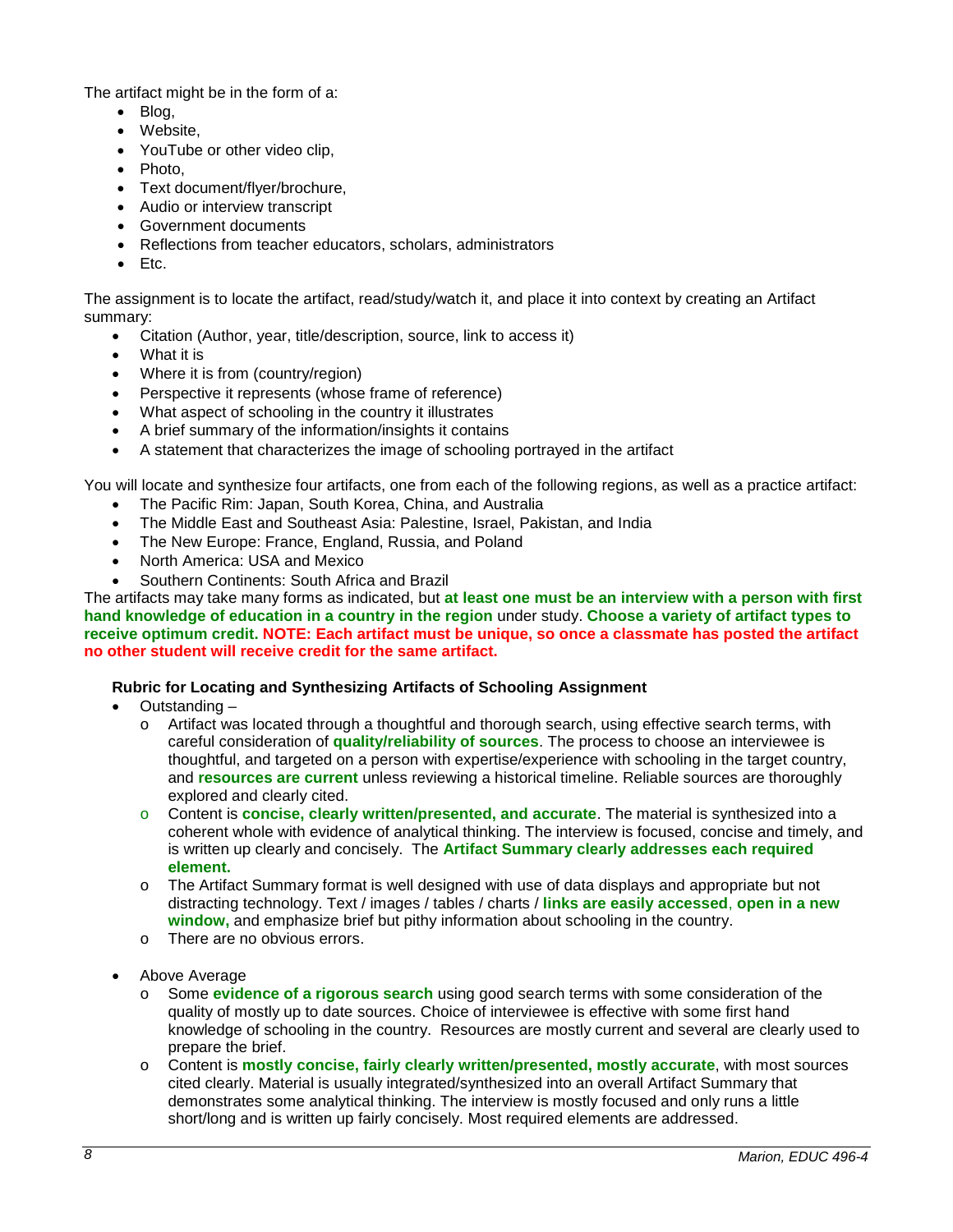The artifact might be in the form of a:

- Blog,
- Website,
- YouTube or other video clip,
- Photo,
- Text document/flyer/brochure,
- Audio or interview transcript
- Government documents
- Reflections from teacher educators, scholars, administrators
- Etc.

The assignment is to locate the artifact, read/study/watch it, and place it into context by creating an Artifact summary:

- Citation (Author, year, title/description, source, link to access it)
- What it is
- Where it is from (country/region)
- Perspective it represents (whose frame of reference)
- What aspect of schooling in the country it illustrates
- A brief summary of the information/insights it contains
- A statement that characterizes the image of schooling portrayed in the artifact

You will locate and synthesize four artifacts, one from each of the following regions, as well as a practice artifact:

- The Pacific Rim: Japan, South Korea, China, and Australia
- The Middle East and Southeast Asia: Palestine, Israel, Pakistan, and India
- The New Europe: France, England, Russia, and Poland
- North America: USA and Mexico
- Southern Continents: South Africa and Brazil

The artifacts may take many forms as indicated, but **at least one must be an interview with a person with first hand knowledge of education in a country in the region** under study. **Choose a variety of artifact types to receive optimum credit. NOTE: Each artifact must be unique, so once a classmate has posted the artifact no other student will receive credit for the same artifact.**

**Rubric for Locating and Synthesizing Artifacts of Schooling Assignment**

- Outstanding –
  - Artifact was located through a thoughtful and thorough search, using effective search terms, with careful consideration of **quality/reliability of sources**. The process to choose an interviewee is thoughtful, and targeted on a person with expertise/experience with schooling in the target country, and **resources are current** unless reviewing a historical timeline. Reliable sources are thoroughly explored and clearly cited.
  - Content is **concise, clearly written/presented, and accurate**. The material is synthesized into a coherent whole with evidence of analytical thinking. The interview is focused, concise and timely, and is written up clearly and concisely. The **Artifact Summary clearly addresses each required element.**
  - The Artifact Summary format is well designed with use of data displays and appropriate but not distracting technology. Text / images / tables / charts / **links are easily accessed**, **open in a new window,** and emphasize brief but pithy information about schooling in the country.
  - There are no obvious errors.

- Above Average
  - Some **evidence of a rigorous search** using good search terms with some consideration of the quality of mostly up to date sources. Choice of interviewee is effective with some first hand knowledge of schooling in the country. Resources are mostly current and several are clearly used to prepare the brief.
  - Content is **mostly concise, fairly clearly written/presented, mostly accurate**, with most sources cited clearly. Material is usually integrated/synthesized into an overall Artifact Summary that demonstrates some analytical thinking. The interview is mostly focused and only runs a little short/long and is written up fairly concisely. Most required elements are addressed.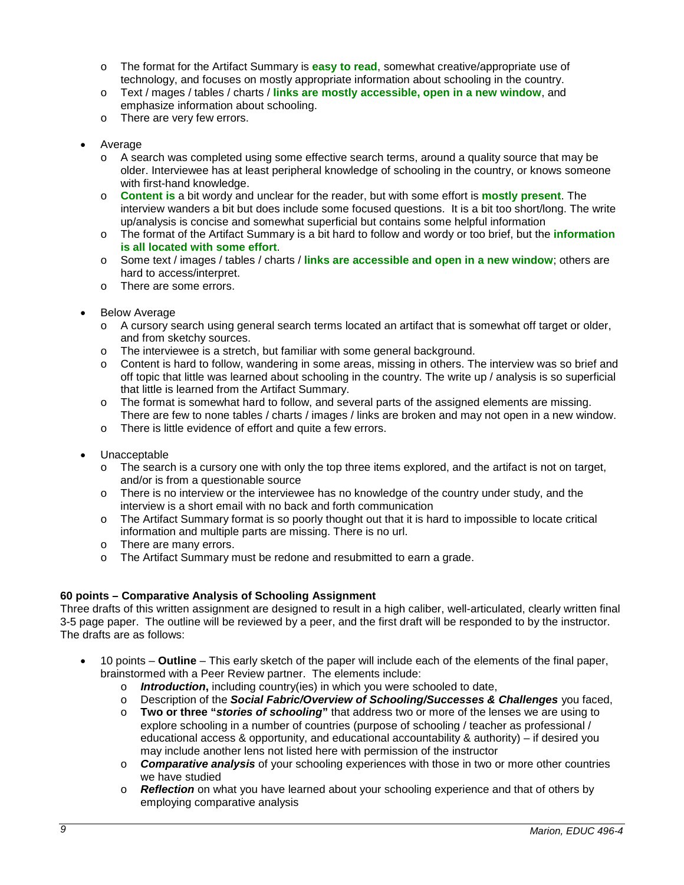- The format for the Artifact Summary is **easy to read**, somewhat creative/appropriate use of technology, and focuses on mostly appropriate information about schooling in the country.
  - Text / mages / tables / charts / **links are mostly accessible, open in a new window**, and emphasize information about schooling.
  - There are very few errors.

- Average
  - A search was completed using some effective search terms, around a quality source that may be older. Interviewee has at least peripheral knowledge of schooling in the country, or knows someone with first-hand knowledge.
  - **Content is** a bit wordy and unclear for the reader, but with some effort is **mostly present**. The interview wanders a bit but does include some focused questions. It is a bit too short/long. The write up/analysis is concise and somewhat superficial but contains some helpful information
  - The format of the Artifact Summary is a bit hard to follow and wordy or too brief, but the **information is all located with some effort**.
  - Some text / images / tables / charts / **links are accessible and open in a new window**; others are hard to access/interpret.
  - There are some errors.

- Below Average
  - A cursory search using general search terms located an artifact that is somewhat off target or older, and from sketchy sources.
  - The interviewee is a stretch, but familiar with some general background.
  - Content is hard to follow, wandering in some areas, missing in others. The interview was so brief and off topic that little was learned about schooling in the country. The write up / analysis is so superficial that little is learned from the Artifact Summary.
  - The format is somewhat hard to follow, and several parts of the assigned elements are missing. There are few to none tables / charts / images / links are broken and may not open in a new window.
  - There is little evidence of effort and quite a few errors.

- Unacceptable
  - The search is a cursory one with only the top three items explored, and the artifact is not on target, and/or is from a questionable source
  - There is no interview or the interviewee has no knowledge of the country under study, and the interview is a short email with no back and forth communication
  - The Artifact Summary format is so poorly thought out that it is hard to impossible to locate critical information and multiple parts are missing. There is no url.
  - There are many errors.
  - The Artifact Summary must be redone and resubmitted to earn a grade.

**60 points – Comparative Analysis of Schooling Assignment**

Three drafts of this written assignment are designed to result in a high caliber, well-articulated, clearly written final 3-5 page paper. The outline will be reviewed by a peer, and the first draft will be responded to by the instructor. The drafts are as follows:

- 10 points – **Outline** – This early sketch of the paper will include each of the elements of the final paper, brainstormed with a Peer Review partner. The elements include:
  - ***Introduction*****,** including country(ies) in which you were schooled to date,
  - Description of the ***Social Fabric/Overview of Schooling/Successes & Challenges*** you faced,
  - **Two or three "*stories of schooling*"** that address two or more of the lenses we are using to explore schooling in a number of countries (purpose of schooling / teacher as professional / educational access & opportunity, and educational accountability & authority) – if desired you may include another lens not listed here with permission of the instructor
  - ***Comparative analysis*** of your schooling experiences with those in two or more other countries we have studied
  - ***Reflection*** on what you have learned about your schooling experience and that of others by employing comparative analysis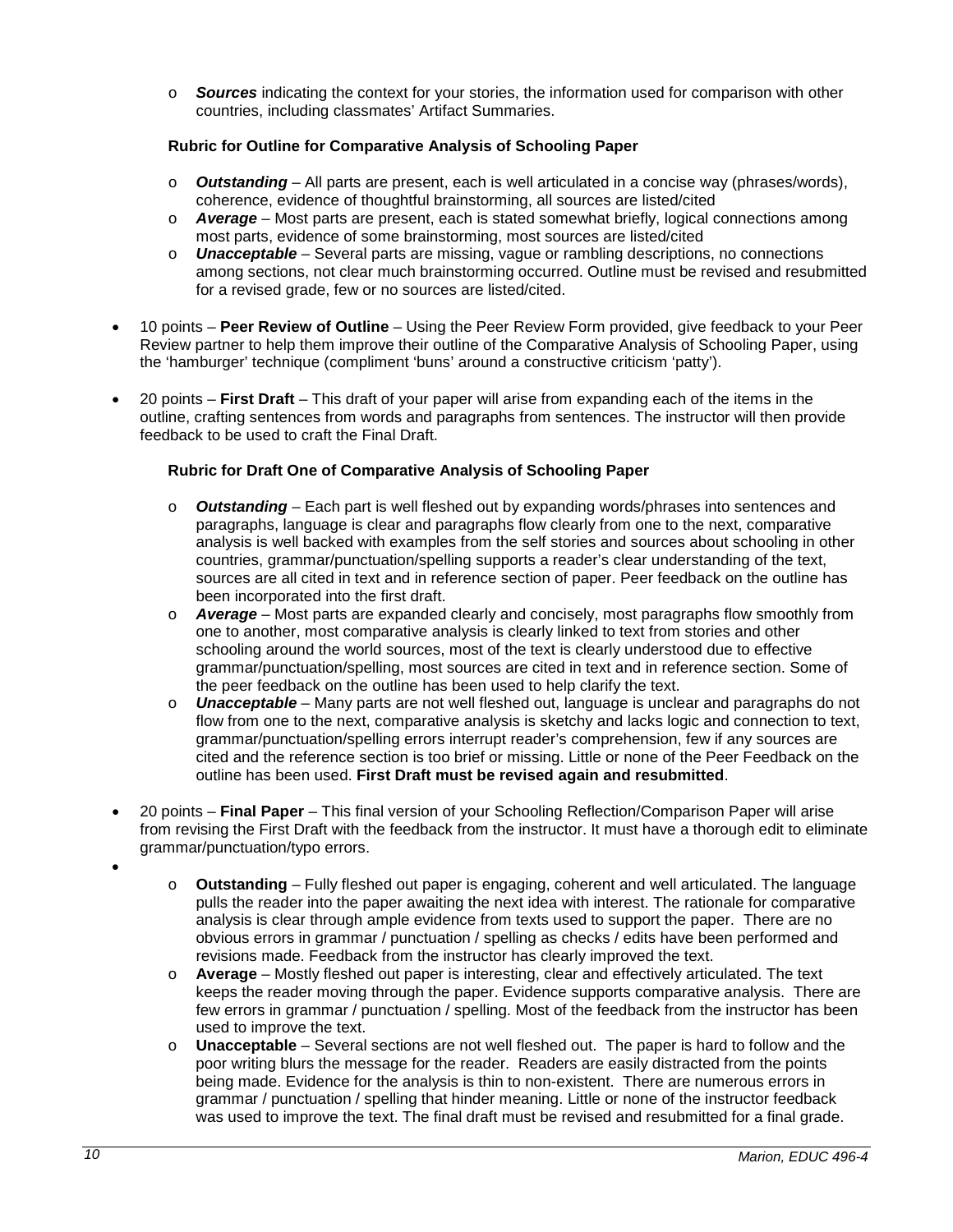- ***Sources*** indicating the context for your stories, the information used for comparison with other countries, including classmates' Artifact Summaries.

**Rubric for Outline for Comparative Analysis of Schooling Paper**

- ***Outstanding*** – All parts are present, each is well articulated in a concise way (phrases/words), coherence, evidence of thoughtful brainstorming, all sources are listed/cited
- ***Average*** – Most parts are present, each is stated somewhat briefly, logical connections among most parts, evidence of some brainstorming, most sources are listed/cited
- ***Unacceptable*** – Several parts are missing, vague or rambling descriptions, no connections among sections, not clear much brainstorming occurred. Outline must be revised and resubmitted for a revised grade, few or no sources are listed/cited.

- 10 points – **Peer Review of Outline** – Using the Peer Review Form provided, give feedback to your Peer Review partner to help them improve their outline of the Comparative Analysis of Schooling Paper, using the 'hamburger' technique (compliment 'buns' around a constructive criticism 'patty').

- 20 points – **First Draft** – This draft of your paper will arise from expanding each of the items in the outline, crafting sentences from words and paragraphs from sentences. The instructor will then provide feedback to be used to craft the Final Draft.

**Rubric for Draft One of Comparative Analysis of Schooling Paper**

- ***Outstanding*** – Each part is well fleshed out by expanding words/phrases into sentences and paragraphs, language is clear and paragraphs flow clearly from one to the next, comparative analysis is well backed with examples from the self stories and sources about schooling in other countries, grammar/punctuation/spelling supports a reader's clear understanding of the text, sources are all cited in text and in reference section of paper. Peer feedback on the outline has been incorporated into the first draft.
- ***Average*** – Most parts are expanded clearly and concisely, most paragraphs flow smoothly from one to another, most comparative analysis is clearly linked to text from stories and other schooling around the world sources, most of the text is clearly understood due to effective grammar/punctuation/spelling, most sources are cited in text and in reference section. Some of the peer feedback on the outline has been used to help clarify the text.
- ***Unacceptable*** – Many parts are not well fleshed out, language is unclear and paragraphs do not flow from one to the next, comparative analysis is sketchy and lacks logic and connection to text, grammar/punctuation/spelling errors interrupt reader's comprehension, few if any sources are cited and the reference section is too brief or missing. Little or none of the Peer Feedback on the outline has been used. **First Draft must be revised again and resubmitted**.

- 20 points – **Final Paper** – This final version of your Schooling Reflection/Comparison Paper will arise from revising the First Draft with the feedback from the instructor. It must have a thorough edit to eliminate grammar/punctuation/typo errors.

  - **Outstanding** – Fully fleshed out paper is engaging, coherent and well articulated. The language pulls the reader into the paper awaiting the next idea with interest. The rationale for comparative analysis is clear through ample evidence from texts used to support the paper. There are no obvious errors in grammar / punctuation / spelling as checks / edits have been performed and revisions made. Feedback from the instructor has clearly improved the text.
  - **Average** – Mostly fleshed out paper is interesting, clear and effectively articulated. The text keeps the reader moving through the paper. Evidence supports comparative analysis. There are few errors in grammar / punctuation / spelling. Most of the feedback from the instructor has been used to improve the text.
  - **Unacceptable** – Several sections are not well fleshed out. The paper is hard to follow and the poor writing blurs the message for the reader. Readers are easily distracted from the points being made. Evidence for the analysis is thin to non-existent. There are numerous errors in grammar / punctuation / spelling that hinder meaning. Little or none of the instructor feedback was used to improve the text. The final draft must be revised and resubmitted for a final grade.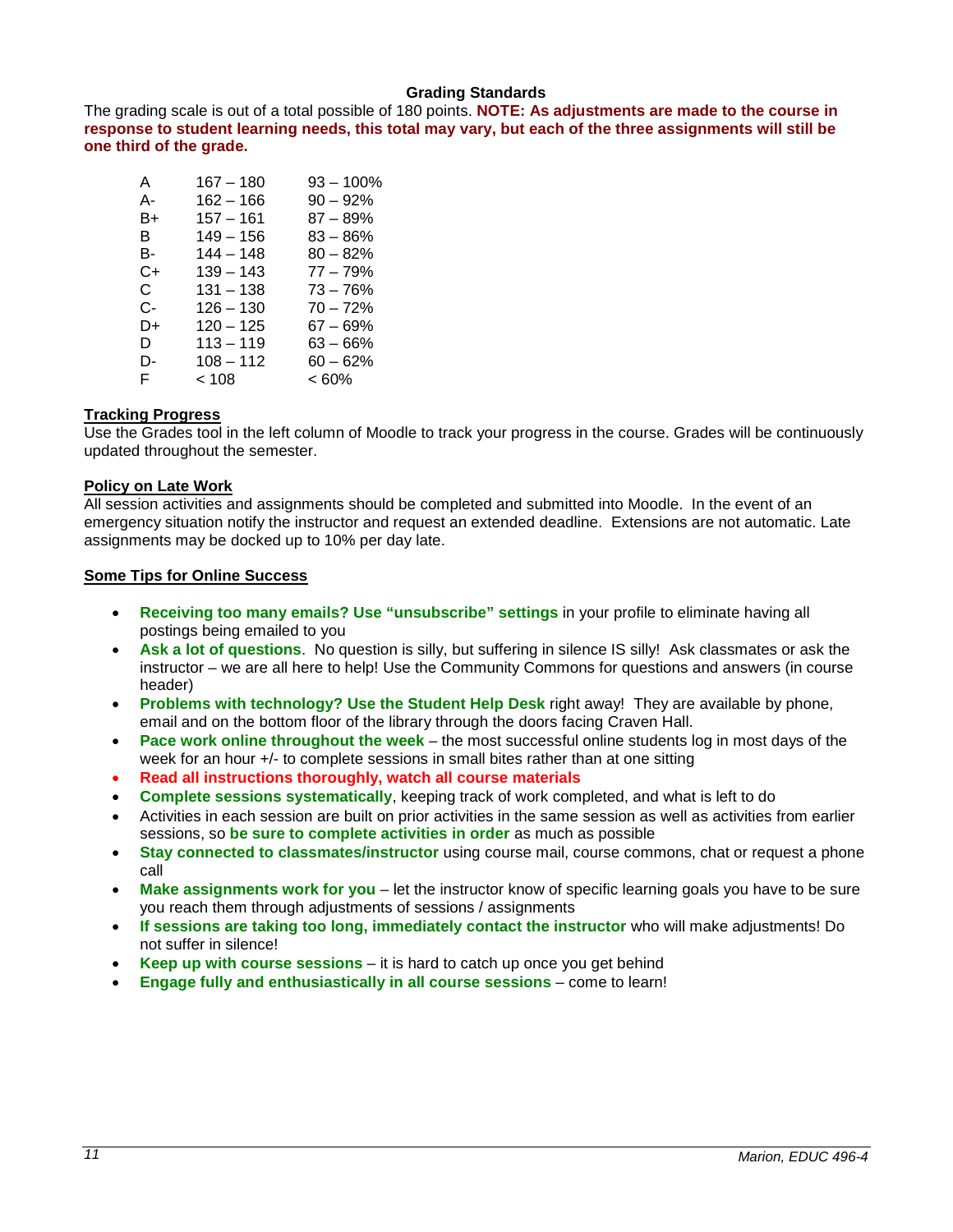### Grading Standards

The grading scale is out of a total possible of 180 points. **NOTE: As adjustments are made to the course in response to student learning needs, this total may vary, but each of the three assignments will still be one third of the grade.**

| | | |
|---|---|---|
| A | 167 – 180 | 93 – 100% |
| A- | 162 – 166 | 90 – 92% |
| B+ | 157 – 161 | 87 – 89% |
| B | 149 – 156 | 83 – 86% |
| B- | 144 – 148 | 80 – 82% |
| C+ | 139 – 143 | 77 – 79% |
| C | 131 – 138 | 73 – 76% |
| C- | 126 – 130 | 70 – 72% |
| D+ | 120 – 125 | 67 – 69% |
| D | 113 – 119 | 63 – 66% |
| D- | 108 – 112 | 60 – 62% |
| F | < 108 | < 60% |

#### Tracking Progress

Use the Grades tool in the left column of Moodle to track your progress in the course. Grades will be continuously updated throughout the semester.

#### Policy on Late Work

All session activities and assignments should be completed and submitted into Moodle. In the event of an emergency situation notify the instructor and request an extended deadline. Extensions are not automatic. Late assignments may be docked up to 10% per day late.

#### Some Tips for Online Success

- **Receiving too many emails? Use "unsubscribe" settings** in your profile to eliminate having all postings being emailed to you
- **Ask a lot of questions**. No question is silly, but suffering in silence IS silly! Ask classmates or ask the instructor – we are all here to help! Use the Community Commons for questions and answers (in course header)
- **Problems with technology? Use the Student Help Desk** right away! They are available by phone, email and on the bottom floor of the library through the doors facing Craven Hall.
- **Pace work online throughout the week** – the most successful online students log in most days of the week for an hour +/- to complete sessions in small bites rather than at one sitting
- **Read all instructions thoroughly, watch all course materials**
- **Complete sessions systematically**, keeping track of work completed, and what is left to do
- Activities in each session are built on prior activities in the same session as well as activities from earlier sessions, so **be sure to complete activities in order** as much as possible
- **Stay connected to classmates/instructor** using course mail, course commons, chat or request a phone call
- **Make assignments work for you** – let the instructor know of specific learning goals you have to be sure you reach them through adjustments of sessions / assignments
- **If sessions are taking too long, immediately contact the instructor** who will make adjustments! Do not suffer in silence!
- **Keep up with course sessions** – it is hard to catch up once you get behind
- **Engage fully and enthusiastically in all course sessions** – come to learn!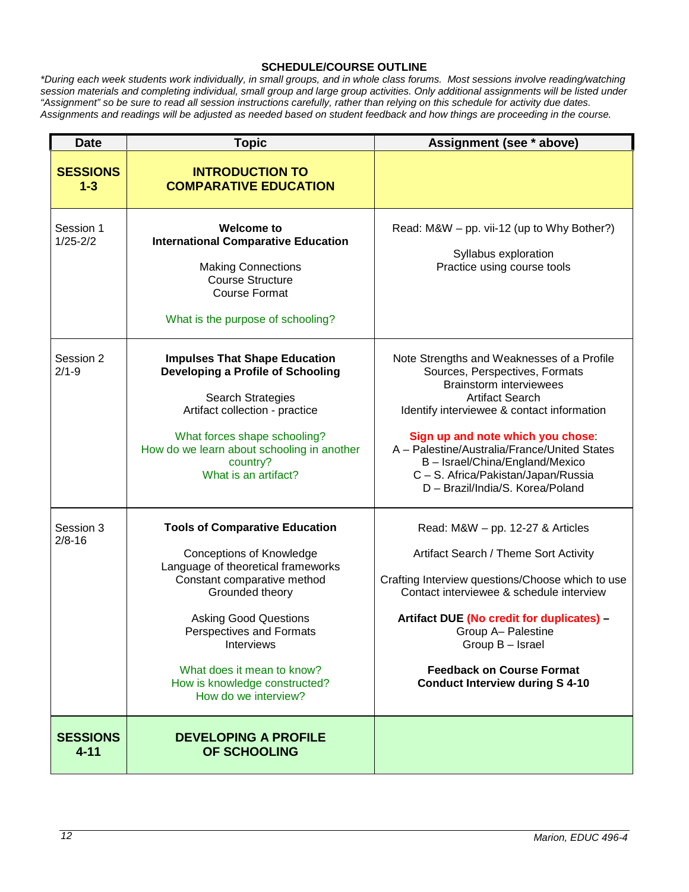## SCHEDULE/COURSE OUTLINE

*\*During each week students work individually, in small groups, and in whole class forums. Most sessions involve reading/watching session materials and completing individual, small group and large group activities. Only additional assignments will be listed under "Assignment" so be sure to read all session instructions carefully, rather than relying on this schedule for activity due dates. Assignments and readings will be adjusted as needed based on student feedback and how things are proceeding in the course.*

| Date | Topic | Assignment (see * above) |
|---|---|---|
| **SESSIONS 1-3** | **INTRODUCTION TO COMPARATIVE EDUCATION** | |
| Session 1<br>1/25-2/2 | **Welcome to International Comparative Education**<br><br>Making Connections<br>Course Structure<br>Course Format<br><br>What is the purpose of schooling? | Read: M&W – pp. vii-12 (up to Why Bother?)<br><br>Syllabus exploration<br>Practice using course tools |
| Session 2<br>2/1-9 | **Impulses That Shape Education**<br>**Developing a Profile of Schooling**<br><br>Search Strategies<br>Artifact collection - practice<br><br>What forces shape schooling?<br>How do we learn about schooling in another country?<br>What is an artifact? | Note Strengths and Weaknesses of a Profile<br>Sources, Perspectives, Formats<br>Brainstorm interviewees<br>Artifact Search<br>Identify interviewee & contact information<br><br>**Sign up and note which you chose**:<br>A – Palestine/Australia/France/United States<br>B – Israel/China/England/Mexico<br>C – S. Africa/Pakistan/Japan/Russia<br>D – Brazil/India/S. Korea/Poland |
| Session 3<br>2/8-16 | **Tools of Comparative Education**<br><br>Conceptions of Knowledge<br>Language of theoretical frameworks<br>Constant comparative method<br>Grounded theory<br><br>Asking Good Questions<br>Perspectives and Formats<br>Interviews<br><br>What does it mean to know?<br>How is knowledge constructed?<br>How do we interview? | Read: M&W – pp. 12-27 & Articles<br><br>Artifact Search / Theme Sort Activity<br><br>Crafting Interview questions/Choose which to use<br>Contact interviewee & schedule interview<br><br>**Artifact DUE (No credit for duplicates) –**<br>Group A– Palestine<br>Group B – Israel<br><br>**Feedback on Course Format**<br>**Conduct Interview during S 4-10** |
| **SESSIONS 4-11** | **DEVELOPING A PROFILE OF SCHOOLING** | |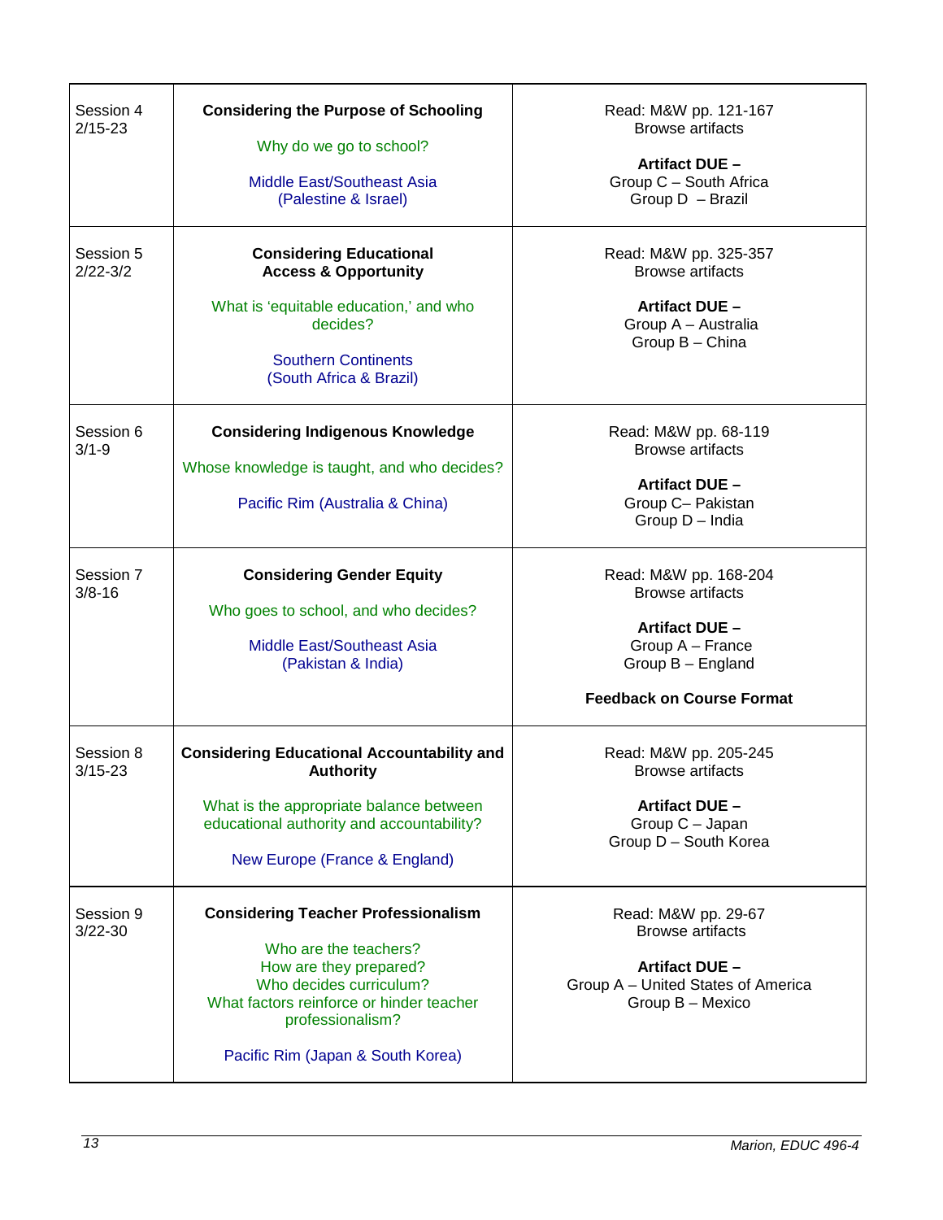| Session 4<br>2/15-23 | **Considering the Purpose of Schooling**<br><br>Why do we go to school?<br><br>Middle East/Southeast Asia<br>(Palestine & Israel) | Read: M&W pp. 121-167<br>Browse artifacts<br><br>**Artifact DUE –**<br>Group C – South Africa<br>Group D – Brazil |
|---|---|---|
| Session 5<br>2/22-3/2 | **Considering Educational Access & Opportunity**<br><br>What is 'equitable education,' and who decides?<br><br>Southern Continents<br>(South Africa & Brazil) | Read: M&W pp. 325-357<br>Browse artifacts<br><br>**Artifact DUE –**<br>Group A – Australia<br>Group B – China |
| Session 6<br>3/1-9 | **Considering Indigenous Knowledge**<br><br>Whose knowledge is taught, and who decides?<br><br>Pacific Rim (Australia & China) | Read: M&W pp. 68-119<br>Browse artifacts<br><br>**Artifact DUE –**<br>Group C– Pakistan<br>Group D – India |
| Session 7<br>3/8-16 | **Considering Gender Equity**<br><br>Who goes to school, and who decides?<br><br>Middle East/Southeast Asia<br>(Pakistan & India) | Read: M&W pp. 168-204<br>Browse artifacts<br><br>**Artifact DUE –**<br>Group A – France<br>Group B – England<br><br>**Feedback on Course Format** |
| Session 8<br>3/15-23 | **Considering Educational Accountability and Authority**<br><br>What is the appropriate balance between educational authority and accountability?<br><br>New Europe (France & England) | Read: M&W pp. 205-245<br>Browse artifacts<br><br>**Artifact DUE –**<br>Group C – Japan<br>Group D – South Korea |
| Session 9<br>3/22-30 | **Considering Teacher Professionalism**<br><br>Who are the teachers?<br>How are they prepared?<br>Who decides curriculum?<br>What factors reinforce or hinder teacher professionalism?<br><br>Pacific Rim (Japan & South Korea) | Read: M&W pp. 29-67<br>Browse artifacts<br><br>**Artifact DUE –**<br>Group A – United States of America<br>Group B – Mexico |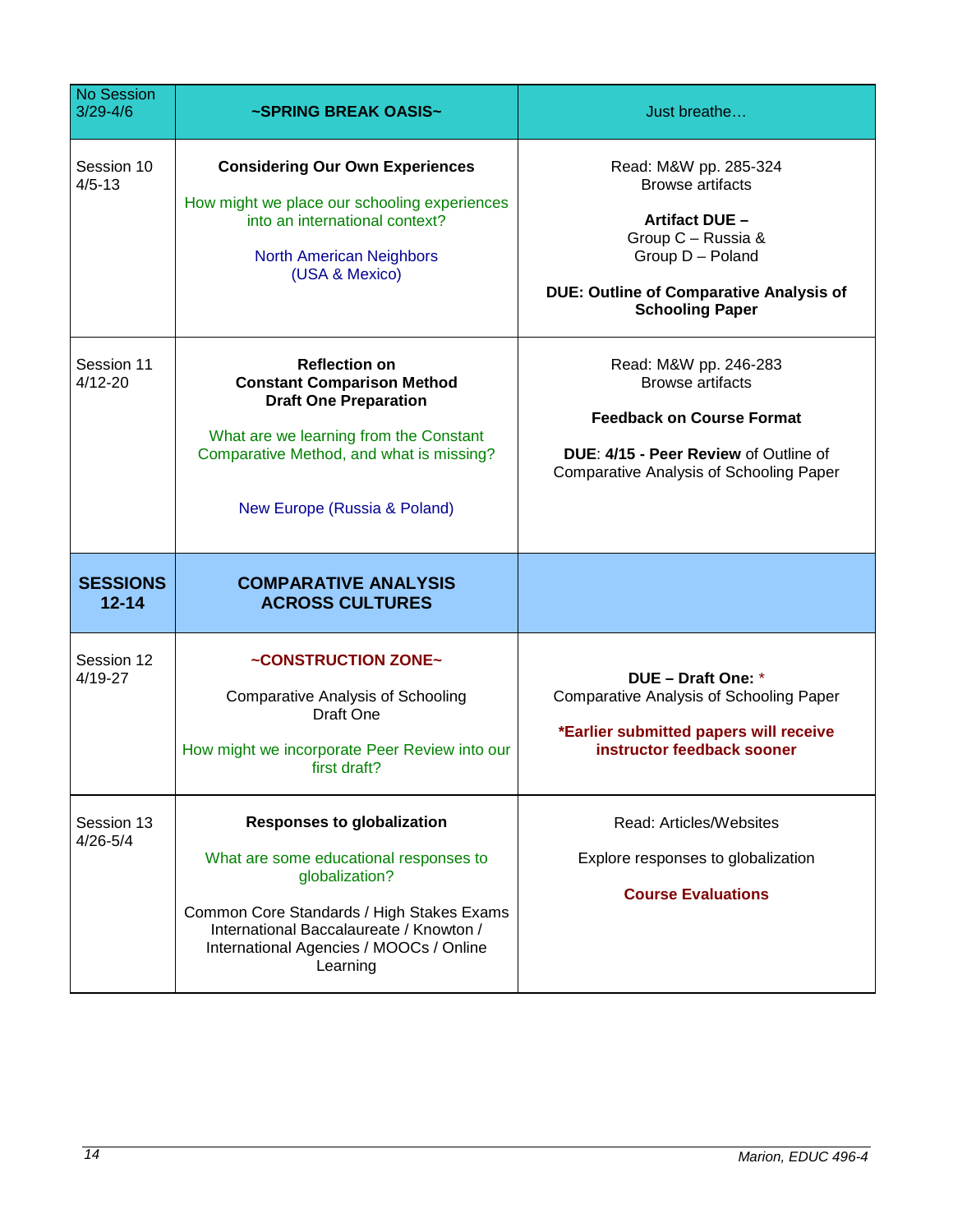| No Session 3/29-4/6 | **~SPRING BREAK OASIS~** | Just breathe… |
|---|---|---|
| Session 10 4/5-13 | **Considering Our Own Experiences**<br><br>How might we place our schooling experiences into an international context?<br><br>North American Neighbors (USA & Mexico) | Read: M&W pp. 285-324<br>Browse artifacts<br><br>**Artifact DUE –**<br>Group C – Russia &<br>Group D – Poland<br><br>**DUE: Outline of Comparative Analysis of Schooling Paper** |
| Session 11 4/12-20 | **Reflection on Constant Comparison Method Draft One Preparation**<br><br>What are we learning from the Constant Comparative Method, and what is missing?<br><br>New Europe (Russia & Poland) | Read: M&W pp. 246-283<br>Browse artifacts<br><br>**Feedback on Course Format**<br><br>**DUE**: **4/15 - Peer Review** of Outline of Comparative Analysis of Schooling Paper |
| **SESSIONS 12-14** | **COMPARATIVE ANALYSIS ACROSS CULTURES** | |
| Session 12 4/19-27 | **~CONSTRUCTION ZONE~**<br><br>Comparative Analysis of Schooling Draft One<br><br>How might we incorporate Peer Review into our first draft? | **DUE – Draft One:** *<br>Comparative Analysis of Schooling Paper<br><br>***Earlier submitted papers will receive instructor feedback sooner** |
| Session 13 4/26-5/4 | **Responses to globalization**<br><br>What are some educational responses to globalization?<br><br>Common Core Standards / High Stakes Exams International Baccalaureate / Knowton / International Agencies / MOOCs / Online Learning | Read: Articles/Websites<br><br>Explore responses to globalization<br><br>**Course Evaluations** |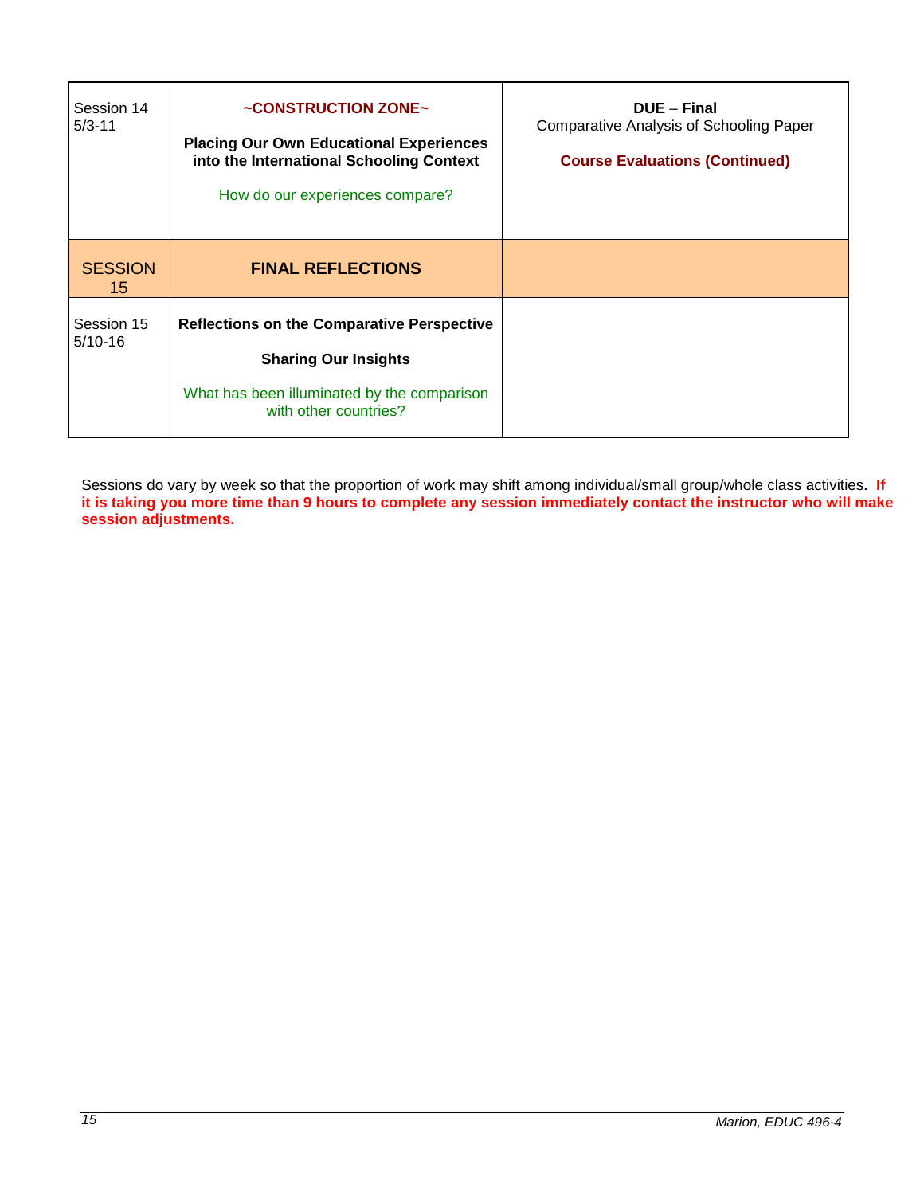| | | |
|---|---|---|
| Session 14<br>5/3-11 | **~CONSTRUCTION ZONE~**<br><br>**Placing Our Own Educational Experiences into the International Schooling Context**<br><br>How do our experiences compare? | **DUE** – **Final**<br>Comparative Analysis of Schooling Paper<br><br>**Course Evaluations (Continued)** |
| SESSION 15 | **FINAL REFLECTIONS** | |
| Session 15<br>5/10-16 | **Reflections on the Comparative Perspective**<br><br>**Sharing Our Insights**<br><br>What has been illuminated by the comparison with other countries? | |

Sessions do vary by week so that the proportion of work may shift among individual/small group/whole class activities. **If it is taking you more time than 9 hours to complete any session immediately contact the instructor who will make session adjustments.**